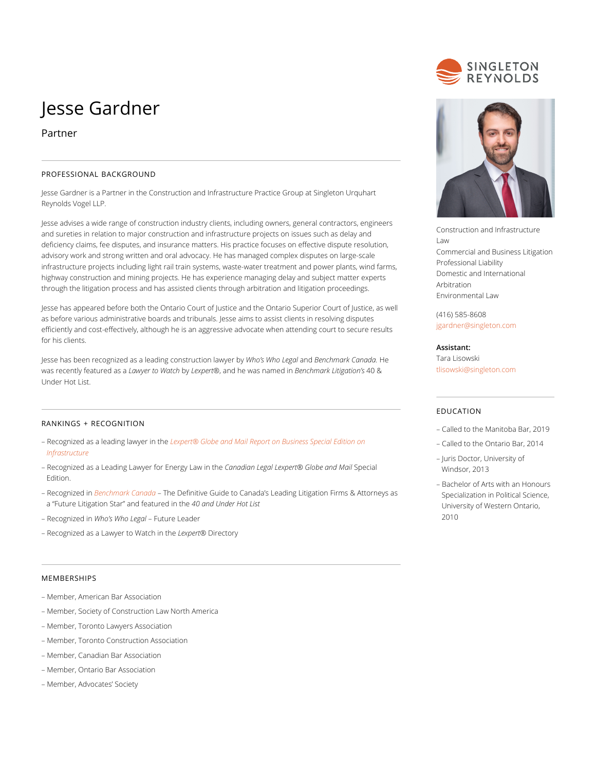# Jesse Gardner

Partner

## PROFESSIONAL BACKGROUND

Jesse Gardner is a Partner in the Construction and Infrastructure Practice Group at Singleton Urquhart Reynolds Vogel LLP.

Jesse advises a wide range of construction industry clients, including owners, general contractors, engineers and sureties in relation to major construction and infrastructure projects on issues such as delay and deficiency claims, fee disputes, and insurance matters. His practice focuses on effective dispute resolution, advisory work and strong written and oral advocacy. He has managed complex disputes on large-scale infrastructure projects including light rail train systems, waste-water treatment and power plants, wind farms, highway construction and mining projects. He has experience managing delay and subject matter experts through the litigation process and has assisted clients through arbitration and litigation proceedings.

Jesse has appeared before both the Ontario Court of Justice and the Ontario Superior Court of Justice, as well as before various administrative boards and tribunals. Jesse aims to assist clients in resolving disputes efficiently and cost-effectively, although he is an aggressive advocate when attending court to secure results for his clients.

Jesse has been recognized as a leading construction lawyer by *Who's Who Legal* and *Benchmark Canada.* He was recently featured as a *Lawyer to Watch* by *Lexpert*®, and he was named in *Benchmark Litigation's* 40 & Under Hot List.

## RANKINGS + RECOGNITION

– Recognized as a leading lawyer in the *Lexpert® Globe and Mail Report on Business Special Edition on Infrastructure*

– Recognized as a Leading Lawyer for Energy Law in the *Canadian Legal Lexpert® Globe and Mail* Special Edition.

– Recognized in *Benchmark Canada* – The Definitive Guide to Canada's Leading Litigation Firms & Attorneys as a "Future Litigation Star" and featured in the *40 and Under Hot List*

– Recognized in *Who's Who Legal* – Future Leader

– Recognized as a Lawyer to Watch in the *Lexpert®* Directory

## MEMBERSHIPS

– Member, American Bar Association

– Member, Society of Construction Law North America

– Member, Toronto Lawyers Association

– Member, Toronto Construction Association

– Member, Canadian Bar Association

– Member, Ontario Bar Association

– Member, Advocates' Society

Construction and Infrastructure Law
Commercial and Business Litigation
Professional Liability
Domestic and International Arbitration
Environmental Law

(416) 585-8608
jgardner@singleton.com

**Assistant:**
Tara Lisowski
tlisowski@singleton.com

## EDUCATION

– Called to the Manitoba Bar, 2019

– Called to the Ontario Bar, 2014

– Juris Doctor, University of Windsor, 2013

– Bachelor of Arts with an Honours Specialization in Political Science, University of Western Ontario, 2010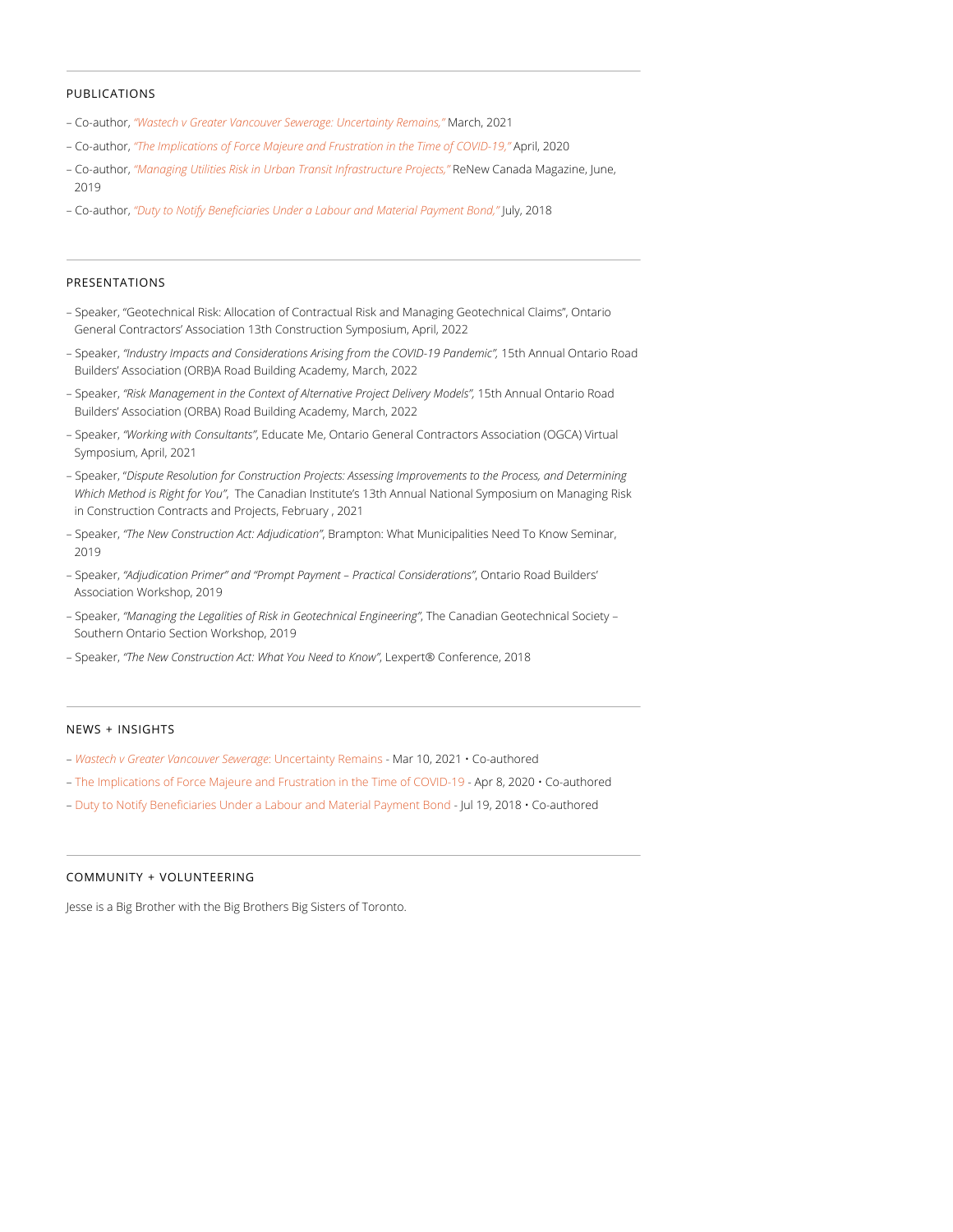## PUBLICATIONS

– Co-author, *"Wastech v Greater Vancouver Sewerage: Uncertainty Remains,"* March, 2021

– Co-author, *"The Implications of Force Majeure and Frustration in the Time of COVID-19,"* April, 2020

– Co-author, *"Managing Utilities Risk in Urban Transit Infrastructure Projects,"* ReNew Canada Magazine, June, 2019

– Co-author, *"Duty to Notify Beneficiaries Under a Labour and Material Payment Bond,"* July, 2018

## PRESENTATIONS

– Speaker, "Geotechnical Risk: Allocation of Contractual Risk and Managing Geotechnical Claims", Ontario General Contractors' Association 13th Construction Symposium, April, 2022

– Speaker, *"Industry Impacts and Considerations Arising from the COVID-19 Pandemic",* 15th Annual Ontario Road Builders' Association (ORB)A Road Building Academy, March, 2022

– Speaker, *"Risk Management in the Context of Alternative Project Delivery Models",* 15th Annual Ontario Road Builders' Association (ORBA) Road Building Academy, March, 2022

– Speaker, *"Working with Consultants"*, Educate Me, Ontario General Contractors Association (OGCA) Virtual Symposium, April, 2021

– Speaker, "*Dispute Resolution for Construction Projects: Assessing Improvements to the Process, and Determining Which Method is Right for You"*, The Canadian Institute's 13th Annual National Symposium on Managing Risk in Construction Contracts and Projects, February , 2021

– Speaker, *"The New Construction Act: Adjudication"*, Brampton: What Municipalities Need To Know Seminar, 2019

– Speaker, *"Adjudication Primer" and "Prompt Payment – Practical Considerations"*, Ontario Road Builders' Association Workshop, 2019

– Speaker, *"Managing the Legalities of Risk in Geotechnical Engineering"*, The Canadian Geotechnical Society – Southern Ontario Section Workshop, 2019

– Speaker, *"The New Construction Act: What You Need to Know"*, Lexpert® Conference, 2018

## NEWS + INSIGHTS

– *Wastech v Greater Vancouver Sewerage*: Uncertainty Remains - Mar 10, 2021 • Co-authored

– The Implications of Force Majeure and Frustration in the Time of COVID-19 - Apr 8, 2020 • Co-authored

– Duty to Notify Beneficiaries Under a Labour and Material Payment Bond - Jul 19, 2018 • Co-authored

## COMMUNITY + VOLUNTEERING

Jesse is a Big Brother with the Big Brothers Big Sisters of Toronto.